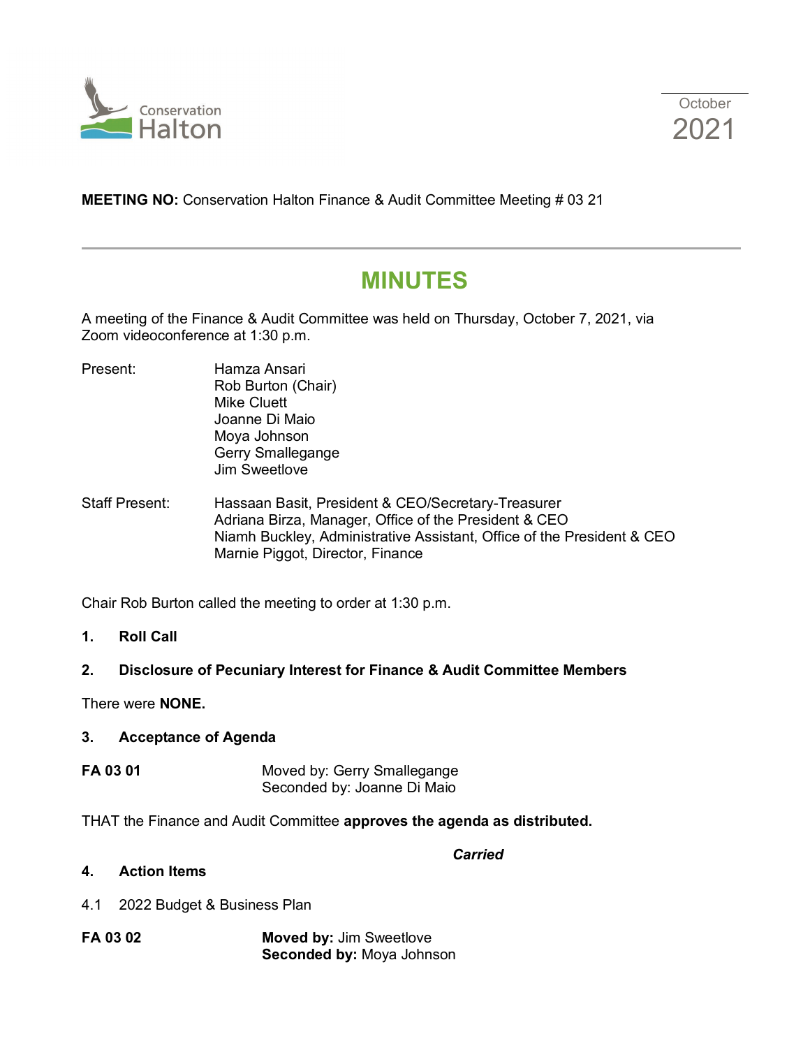Conservation Halton

October 2021

**MEETING NO:** Conservation Halton Finance & Audit Committee Meeting # 03 21

# MINUTES

A meeting of the Finance & Audit Committee was held on Thursday, October 7, 2021, via Zoom videoconference at 1:30 p.m.

Present:
Hamza Ansari
Rob Burton (Chair)
Mike Cluett
Joanne Di Maio
Moya Johnson
Gerry Smallegange
Jim Sweetlove

Staff Present:
Hassaan Basit, President & CEO/Secretary-Treasurer
Adriana Birza, Manager, Office of the President & CEO
Niamh Buckley, Administrative Assistant, Office of the President & CEO
Marnie Piggot, Director, Finance

Chair Rob Burton called the meeting to order at 1:30 p.m.

## 1. Roll Call

## 2. Disclosure of Pecuniary Interest for Finance & Audit Committee Members

There were **NONE.**

## 3. Acceptance of Agenda

**FA 03 01**
Moved by: Gerry Smallegange
Seconded by: Joanne Di Maio

THAT the Finance and Audit Committee **approves the agenda as distributed.**

***Carried***

## 4. Action Items

4.1 2022 Budget & Business Plan

**FA 03 02**
**Moved by:** Jim Sweetlove
**Seconded by:** Moya Johnson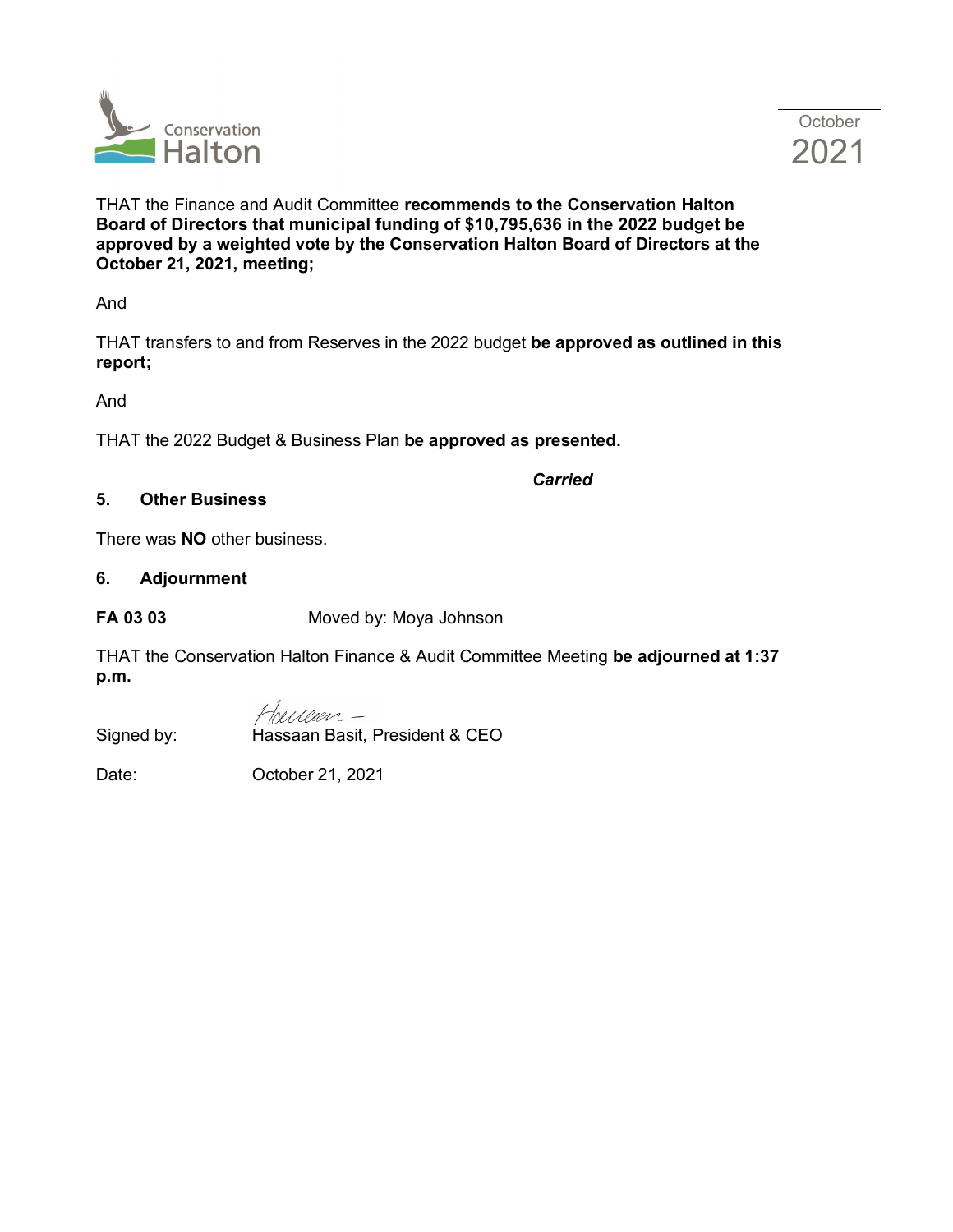THAT the Finance and Audit Committee **recommends to the Conservation Halton Board of Directors that municipal funding of $10,795,636 in the 2022 budget be approved by a weighted vote by the Conservation Halton Board of Directors at the October 21, 2021, meeting;**

And

THAT transfers to and from Reserves in the 2022 budget **be approved as outlined in this report;**

And

THAT the 2022 Budget & Business Plan **be approved as presented.**

***Carried***

## 5. Other Business

There was **NO** other business.

## 6. Adjournment

**FA 03 03** Moved by: Moya Johnson

THAT the Conservation Halton Finance & Audit Committee Meeting **be adjourned at 1:37 p.m.**

Signed by: Hassaan Basit, President & CEO

Date: October 21, 2021